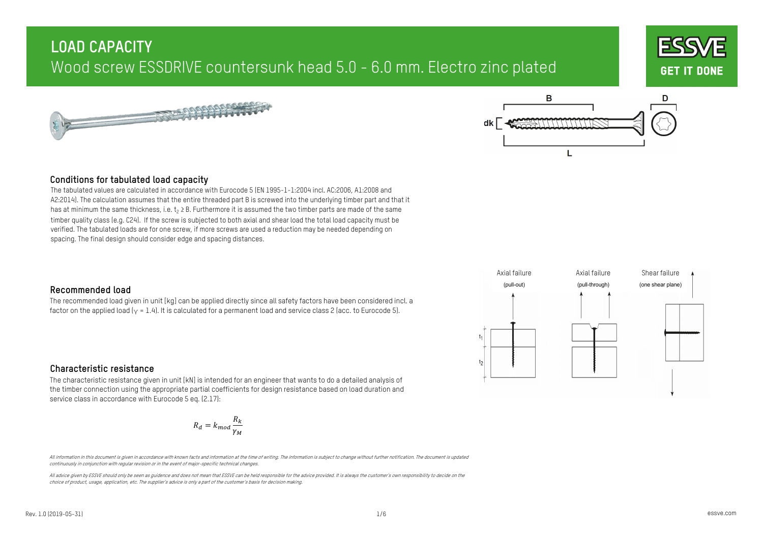# LOAD CAPACITY

## Wood screw ESSDRIVE countersunk head 5.0 - 6.0 mm. Electro zinc plated

### Conditions for tabulated load capacity

The tabulated values are calculated in accordance with Eurocode 5 (EN 1995-1-1:2004 incl. AC:2006, A1:2008 and A2:2014). The calculation assumes that the entire threaded part B is screwed into the underlying timber part and that it has at minimum the same thickness, i.e. $t_2 \geq B$. Furthermore it is assumed the two timber parts are made of the same timber quality class (e.g. C24). If the screw is subjected to both axial and shear load the total load capacity must be verified. The tabulated loads are for one screw, if more screws are used a reduction may be needed depending on spacing. The final design should consider edge and spacing distances.

### Recommended load

The recommended load given in unit [kg] can be applied directly since all safety factors have been considered incl. a factor on the applied load ($\gamma$ = 1.4). It is calculated for a permanent load and service class 2 (acc. to Eurocode 5).

### Characteristic resistance

The characteristic resistance given in unit [kN] is intended for an engineer that wants to do a detailed analysis of the timber connection using the appropriate partial coefficients for design resistance based on load duration and service class in accordance with Eurocode 5 eq. (2.17):

$$R_d = k_{mod} \frac{R_k}{\gamma_M}$$

Axial failure (pull-out) | Axial failure (pull-through) | Shear failure (one shear plane)

*All information in this document is given in accordance with known facts and information at the time of writing. The information is subject to change without further notification. The document is updated continuously in conjunction with regular revision or in the event of major-specific technical changes.*

*All advice given by ESSVE should only be seen as guidance and does not mean that ESSVE can be held responsible for the advice provided. It is always the customer's own responsibility to decide on the choice of product, usage, application, etc. The supplier's advice is only a part of the customer's basis for decision making.*

Rev. 1.0 (2019-05-31)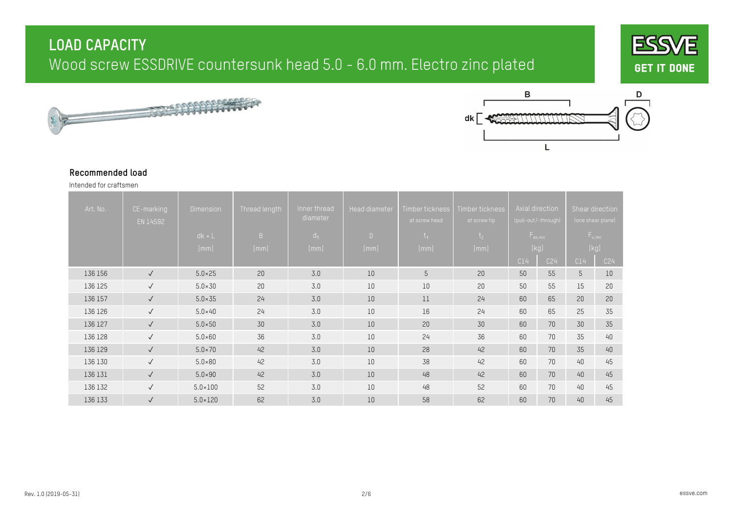# LOAD CAPACITY

## Wood screw ESSDRIVE countersunk head 5.0 - 6.0 mm. Electro zinc plated

### Recommended load

Intended for craftsmen

| Art. No. | CE-marking EN 14592 | Dimension dk × L [mm] | Thread length B [mm] | Inner thread diameter $d_1$ [mm] | Head diameter D [mm] | Timber tickness at screw head $t_1$ [mm] | Timber tickness at screw tip $t_2$ [mm] | Axial direction (pull-out/-through) $F_{ax,rec}$ [kg] | | Shear direction (one shear plane) $F_{v,rec}$ [kg] | |
|---|---|---|---|---|---|---|---|---|---|---|---|
| | | | | | | | | C14 | C24 | C14 | C24 |
| 136 156 | ✓ | 5.0×25 | 20 | 3.0 | 10 | 5 | 20 | 50 | 55 | 5 | 10 |
| 136 125 | ✓ | 5.0×30 | 20 | 3.0 | 10 | 10 | 20 | 50 | 55 | 15 | 20 |
| 136 157 | ✓ | 5.0×35 | 24 | 3.0 | 10 | 11 | 24 | 60 | 65 | 20 | 20 |
| 136 126 | ✓ | 5.0×40 | 24 | 3.0 | 10 | 16 | 24 | 60 | 65 | 25 | 35 |
| 136 127 | ✓ | 5.0×50 | 30 | 3.0 | 10 | 20 | 30 | 60 | 70 | 30 | 35 |
| 136 128 | ✓ | 5.0×60 | 36 | 3.0 | 10 | 24 | 36 | 60 | 70 | 35 | 40 |
| 136 129 | ✓ | 5.0×70 | 42 | 3.0 | 10 | 28 | 42 | 60 | 70 | 35 | 40 |
| 136 130 | ✓ | 5.0×80 | 42 | 3.0 | 10 | 38 | 42 | 60 | 70 | 40 | 45 |
| 136 131 | ✓ | 5.0×90 | 42 | 3.0 | 10 | 48 | 42 | 60 | 70 | 40 | 45 |
| 136 132 | ✓ | 5.0×100 | 52 | 3.0 | 10 | 48 | 52 | 60 | 70 | 40 | 45 |
| 136 133 | ✓ | 5.0×120 | 62 | 3.0 | 10 | 58 | 62 | 60 | 70 | 40 | 45 |

Rev. 1.0 (2019-05-31)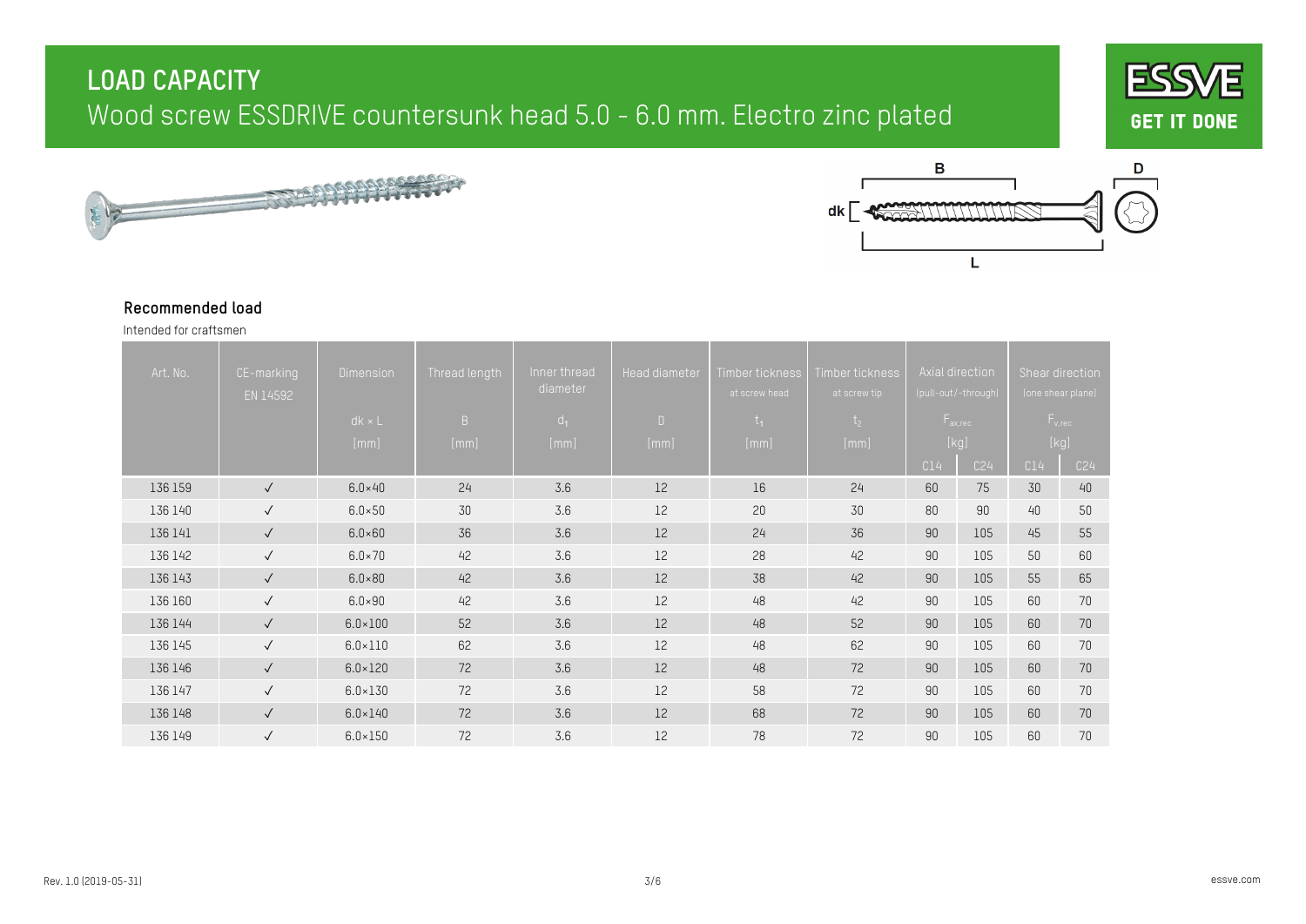# LOAD CAPACITY

## Wood screw ESSDRIVE countersunk head 5.0 - 6.0 mm. Electro zinc plated

ESSVE GET IT DONE

### Recommended load

Intended for craftsmen

| Art. No. | CE-marking EN 14592 | Dimension $dk \times L$ [mm] | Thread length B [mm] | Inner thread diameter $d_1$ [mm] | Head diameter D [mm] | Timber tickness at screw head $t_1$ [mm] | Timber tickness at screw tip $t_2$ [mm] | Axial direction (pull-out/-through) $F_{ax,rec}$ [kg] | | Shear direction (one shear plane) $F_{v,rec}$ [kg] | |
|---|---|---|---|---|---|---|---|---|---|---|---|
| | | | | | | | | C14 | C24 | C14 | C24 |
| 136 159 | ✓ | 6.0×40 | 24 | 3.6 | 12 | 16 | 24 | 60 | 75 | 30 | 40 |
| 136 140 | ✓ | 6.0×50 | 30 | 3.6 | 12 | 20 | 30 | 80 | 90 | 40 | 50 |
| 136 141 | ✓ | 6.0×60 | 36 | 3.6 | 12 | 24 | 36 | 90 | 105 | 45 | 55 |
| 136 142 | ✓ | 6.0×70 | 42 | 3.6 | 12 | 28 | 42 | 90 | 105 | 50 | 60 |
| 136 143 | ✓ | 6.0×80 | 42 | 3.6 | 12 | 38 | 42 | 90 | 105 | 55 | 65 |
| 136 160 | ✓ | 6.0×90 | 42 | 3.6 | 12 | 48 | 42 | 90 | 105 | 60 | 70 |
| 136 144 | ✓ | 6.0×100 | 52 | 3.6 | 12 | 48 | 52 | 90 | 105 | 60 | 70 |
| 136 145 | ✓ | 6.0×110 | 62 | 3.6 | 12 | 48 | 62 | 90 | 105 | 60 | 70 |
| 136 146 | ✓ | 6.0×120 | 72 | 3.6 | 12 | 48 | 72 | 90 | 105 | 60 | 70 |
| 136 147 | ✓ | 6.0×130 | 72 | 3.6 | 12 | 58 | 72 | 90 | 105 | 60 | 70 |
| 136 148 | ✓ | 6.0×140 | 72 | 3.6 | 12 | 68 | 72 | 90 | 105 | 60 | 70 |
| 136 149 | ✓ | 6.0×150 | 72 | 3.6 | 12 | 78 | 72 | 90 | 105 | 60 | 70 |

Rev. 1.0 (2019-05-31)

essve.com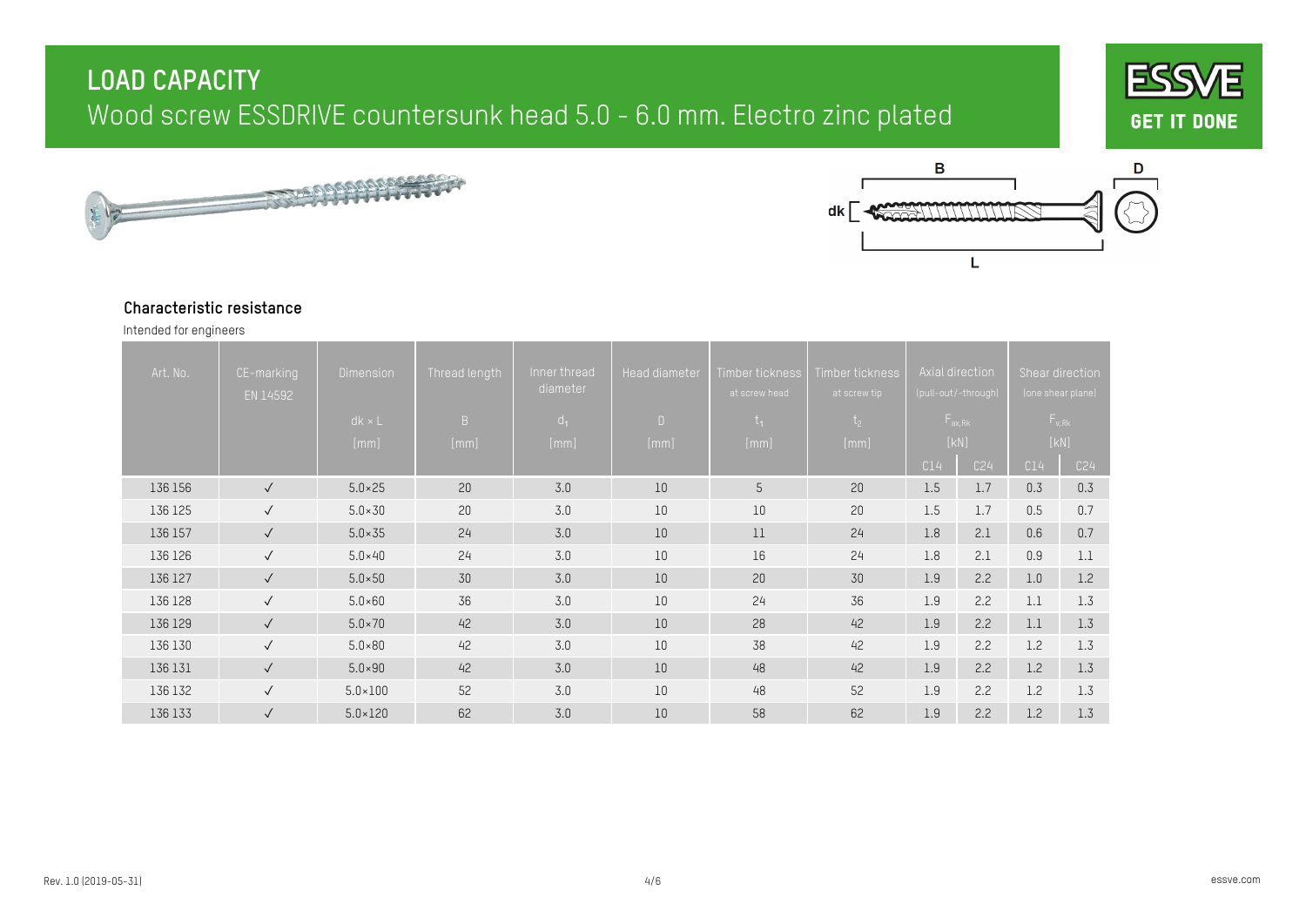# LOAD CAPACITY

## Wood screw ESSDRIVE countersunk head 5.0 - 6.0 mm. Electro zinc plated

### Characteristic resistance

Intended for engineers

| Art. No. | CE-marking EN 14592 | Dimension $dk \times L$ [mm] | Thread length B [mm] | Inner thread diameter $d_1$ [mm] | Head diameter D [mm] | Timber tickness at screw head $t_1$ [mm] | Timber tickness at screw tip $t_2$ [mm] | Axial direction (pull-out/-through) $F_{ax,Rk}$ [kN] | | Shear direction (one shear plane) $F_{v,Rk}$ [kN] | |
|---|---|---|---|---|---|---|---|---|---|---|---|
| | | | | | | | | C14 | C24 | C14 | C24 |
| 136 156 | ✓ | 5.0×25 | 20 | 3.0 | 10 | 5 | 20 | 1.5 | 1.7 | 0.3 | 0.3 |
| 136 125 | ✓ | 5.0×30 | 20 | 3.0 | 10 | 10 | 20 | 1.5 | 1.7 | 0.5 | 0.7 |
| 136 157 | ✓ | 5.0×35 | 24 | 3.0 | 10 | 11 | 24 | 1.8 | 2.1 | 0.6 | 0.7 |
| 136 126 | ✓ | 5.0×40 | 24 | 3.0 | 10 | 16 | 24 | 1.8 | 2.1 | 0.9 | 1.1 |
| 136 127 | ✓ | 5.0×50 | 30 | 3.0 | 10 | 20 | 30 | 1.9 | 2.2 | 1.0 | 1.2 |
| 136 128 | ✓ | 5.0×60 | 36 | 3.0 | 10 | 24 | 36 | 1.9 | 2.2 | 1.1 | 1.3 |
| 136 129 | ✓ | 5.0×70 | 42 | 3.0 | 10 | 28 | 42 | 1.9 | 2.2 | 1.1 | 1.3 |
| 136 130 | ✓ | 5.0×80 | 42 | 3.0 | 10 | 38 | 42 | 1.9 | 2.2 | 1.2 | 1.3 |
| 136 131 | ✓ | 5.0×90 | 42 | 3.0 | 10 | 48 | 42 | 1.9 | 2.2 | 1.2 | 1.3 |
| 136 132 | ✓ | 5.0×100 | 52 | 3.0 | 10 | 48 | 52 | 1.9 | 2.2 | 1.2 | 1.3 |
| 136 133 | ✓ | 5.0×120 | 62 | 3.0 | 10 | 58 | 62 | 1.9 | 2.2 | 1.2 | 1.3 |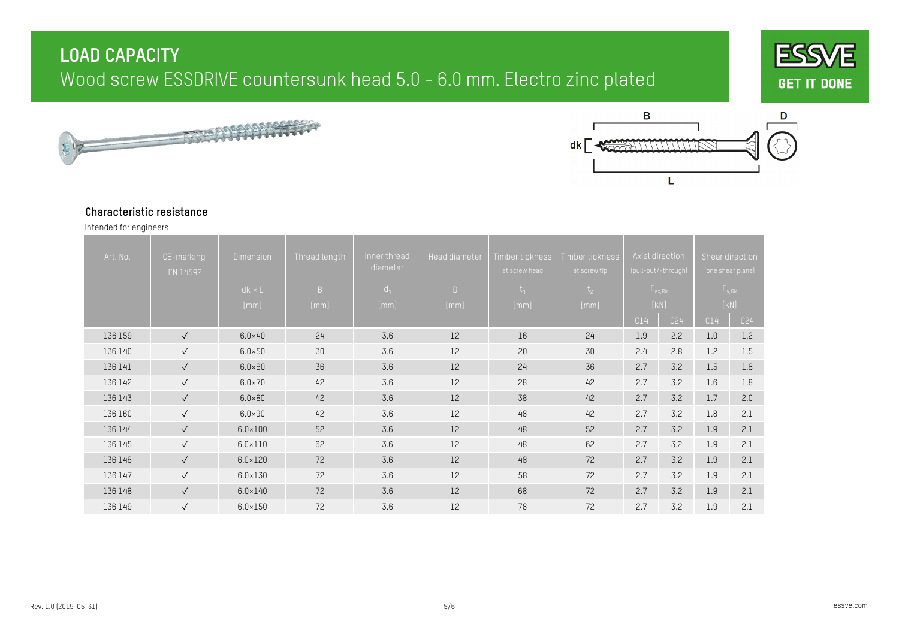# LOAD CAPACITY

## Wood screw ESSDRIVE countersunk head 5.0 - 6.0 mm. Electro zinc plated

B

D

dk

L

### Characteristic resistance

Intended for engineers

| Art. No. | CE-marking EN 14592 | Dimension dk × L [mm] | Thread length B [mm] | Inner thread diameter $d_1$ [mm] | Head diameter D [mm] | Timber tickness at screw head $t_1$ [mm] | Timber tickness at screw tip $t_2$ [mm] | Axial direction (pull-out/-through) $F_{ax,Rk}$ [kN] | | Shear direction (one shear plane) $F_{v,Rk}$ [kN] | |
|---|---|---|---|---|---|---|---|---|---|---|---|
| | | | | | | | | C14 | C24 | C14 | C24 |
| 136 159 | ✓ | 6.0×40 | 24 | 3.6 | 12 | 16 | 24 | 1.9 | 2.2 | 1.0 | 1.2 |
| 136 140 | ✓ | 6.0×50 | 30 | 3.6 | 12 | 20 | 30 | 2.4 | 2.8 | 1.2 | 1.5 |
| 136 141 | ✓ | 6.0×60 | 36 | 3.6 | 12 | 24 | 36 | 2.7 | 3.2 | 1.5 | 1.8 |
| 136 142 | ✓ | 6.0×70 | 42 | 3.6 | 12 | 28 | 42 | 2.7 | 3.2 | 1.6 | 1.8 |
| 136 143 | ✓ | 6.0×80 | 42 | 3.6 | 12 | 38 | 42 | 2.7 | 3.2 | 1.7 | 2.0 |
| 136 160 | ✓ | 6.0×90 | 42 | 3.6 | 12 | 48 | 42 | 2.7 | 3.2 | 1.8 | 2.1 |
| 136 144 | ✓ | 6.0×100 | 52 | 3.6 | 12 | 48 | 52 | 2.7 | 3.2 | 1.9 | 2.1 |
| 136 145 | ✓ | 6.0×110 | 62 | 3.6 | 12 | 48 | 62 | 2.7 | 3.2 | 1.9 | 2.1 |
| 136 146 | ✓ | 6.0×120 | 72 | 3.6 | 12 | 48 | 72 | 2.7 | 3.2 | 1.9 | 2.1 |
| 136 147 | ✓ | 6.0×130 | 72 | 3.6 | 12 | 58 | 72 | 2.7 | 3.2 | 1.9 | 2.1 |
| 136 148 | ✓ | 6.0×140 | 72 | 3.6 | 12 | 68 | 72 | 2.7 | 3.2 | 1.9 | 2.1 |
| 136 149 | ✓ | 6.0×150 | 72 | 3.6 | 12 | 78 | 72 | 2.7 | 3.2 | 1.9 | 2.1 |

Rev. 1.0 (2019-05-31)

essve.com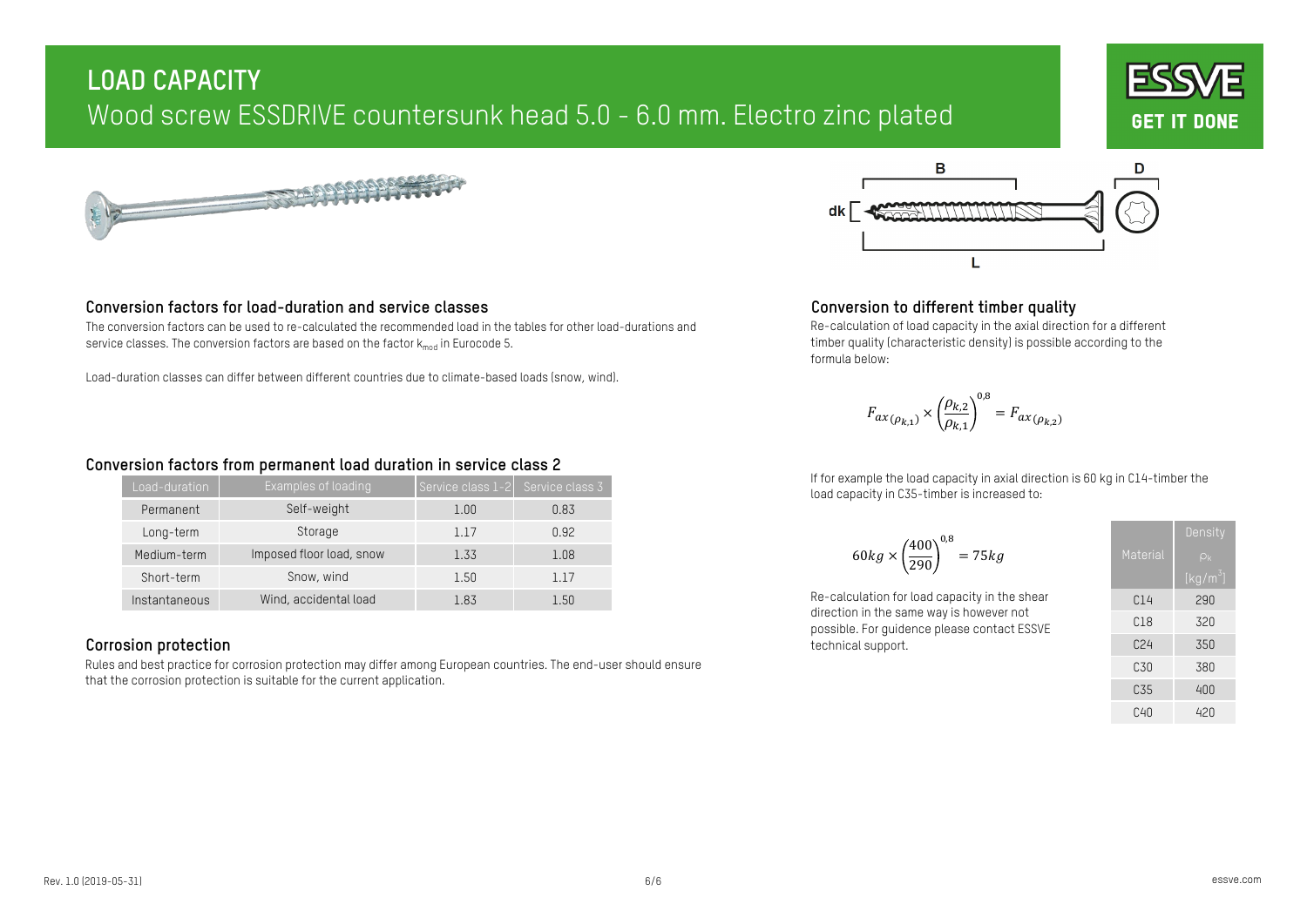# LOAD CAPACITY

Wood screw ESSDRIVE countersunk head 5.0 - 6.0 mm. Electro zinc plated

B

D

dk

L

## Conversion factors for load-duration and service classes

The conversion factors can be used to re-calculated the recommended load in the tables for other load-durations and service classes. The conversion factors are based on the factor $k_{mod}$ in Eurocode 5.

Load-duration classes can differ between different countries due to climate-based loads (snow, wind).

### Conversion factors from permanent load duration in service class 2

| Load-duration | Examples of loading | Service class 1-2 | Service class 3 |
|---|---|---|---|
| Permanent | Self-weight | 1.00 | 0.83 |
| Long-term | Storage | 1.17 | 0.92 |
| Medium-term | Imposed floor load, snow | 1.33 | 1.08 |
| Short-term | Snow, wind | 1.50 | 1.17 |
| Instantaneous | Wind, accidental load | 1.83 | 1.50 |

## Corrosion protection

Rules and best practice for corrosion protection may differ among European countries. The end-user should ensure that the corrosion protection is suitable for the current application.

## Conversion to different timber quality

Re-calculation of load capacity in the axial direction for a different timber quality (characteristic density) is possible according to the formula below:

$$F_{ax(\rho_{k,1})} \times \left(\frac{\rho_{k,2}}{\rho_{k,1}}\right)^{0,8} = F_{ax(\rho_{k,2})}$$

If for example the load capacity in axial direction is 60 kg in C14-timber the load capacity in C35-timber is increased to:

$$60kg \times \left(\frac{400}{290}\right)^{0,8} = 75kg$$

Re-calculation for load capacity in the shear direction in the same way is however not possible. For guidence please contact ESSVE technical support.

| Material | Density $\rho_k$ [kg/m$^3$] |
|---|---|
| C14 | 290 |
| C18 | 320 |
| C24 | 350 |
| C30 | 380 |
| C35 | 400 |
| C40 | 420 |

Rev. 1.0 (2019-05-31)